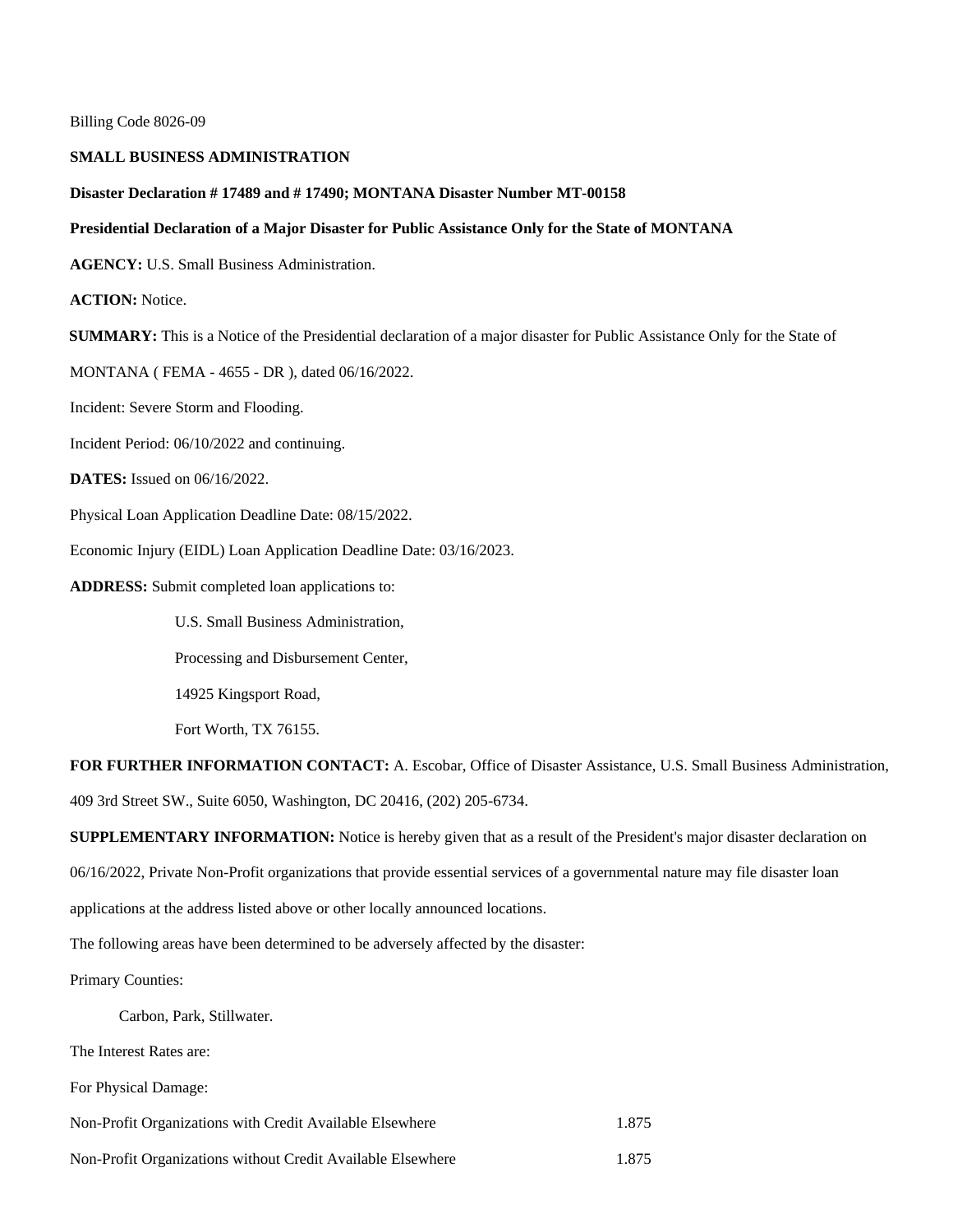Billing Code 8026-09

**SMALL BUSINESS ADMINISTRATION**

**Disaster Declaration # 17489 and # 17490; MONTANA Disaster Number MT-00158**

**Presidential Declaration of a Major Disaster for Public Assistance Only for the State of MONTANA**

**AGENCY:** U.S. Small Business Administration.

**ACTION:** Notice.

**SUMMARY:** This is a Notice of the Presidential declaration of a major disaster for Public Assistance Only for the State of MONTANA ( FEMA - 4655 - DR ), dated 06/16/2022.

Incident: Severe Storm and Flooding.

Incident Period: 06/10/2022 and continuing.

**DATES:** Issued on 06/16/2022.

Physical Loan Application Deadline Date: 08/15/2022.

Economic Injury (EIDL) Loan Application Deadline Date: 03/16/2023.

**ADDRESS:** Submit completed loan applications to:

U.S. Small Business Administration,
Processing and Disbursement Center,
14925 Kingsport Road,
Fort Worth, TX 76155.

**FOR FURTHER INFORMATION CONTACT:** A. Escobar, Office of Disaster Assistance, U.S. Small Business Administration, 409 3rd Street SW., Suite 6050, Washington, DC 20416, (202) 205-6734.

**SUPPLEMENTARY INFORMATION:** Notice is hereby given that as a result of the President's major disaster declaration on 06/16/2022, Private Non-Profit organizations that provide essential services of a governmental nature may file disaster loan applications at the address listed above or other locally announced locations.

The following areas have been determined to be adversely affected by the disaster:

Primary Counties:

Carbon, Park, Stillwater.

The Interest Rates are:

For Physical Damage:

| | |
|---|---|
| Non-Profit Organizations with Credit Available Elsewhere | 1.875 |
| Non-Profit Organizations without Credit Available Elsewhere | 1.875 |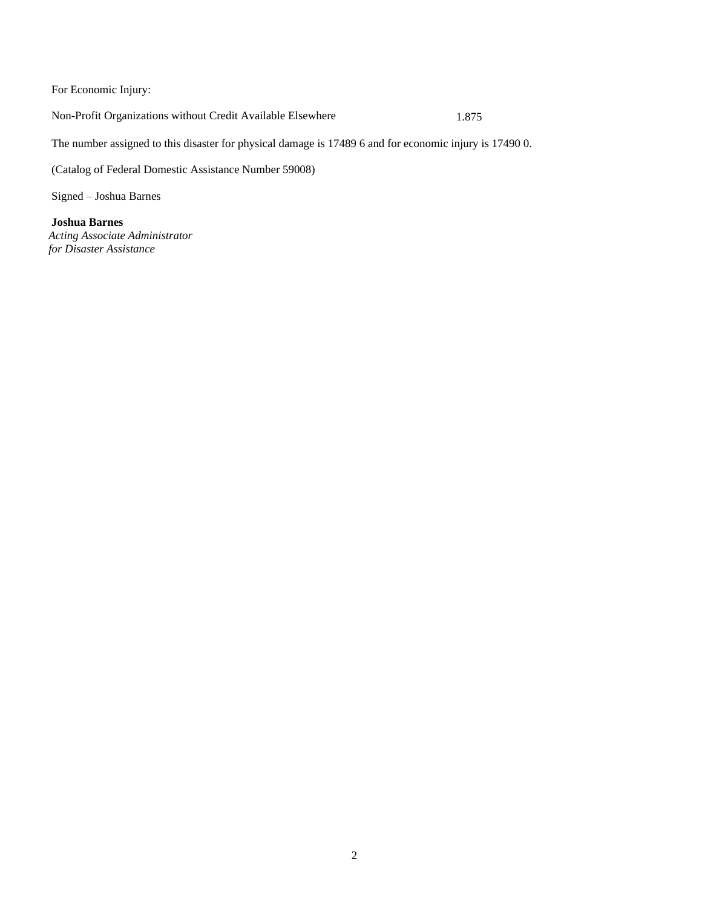For Economic Injury:

| | |
|---|---|
| Non-Profit Organizations without Credit Available Elsewhere | 1.875 |

The number assigned to this disaster for physical damage is 17489 6 and for economic injury is 17490 0.

(Catalog of Federal Domestic Assistance Number 59008)

Signed – Joshua Barnes

**Joshua Barnes**
*Acting Associate Administrator*
*for Disaster Assistance*